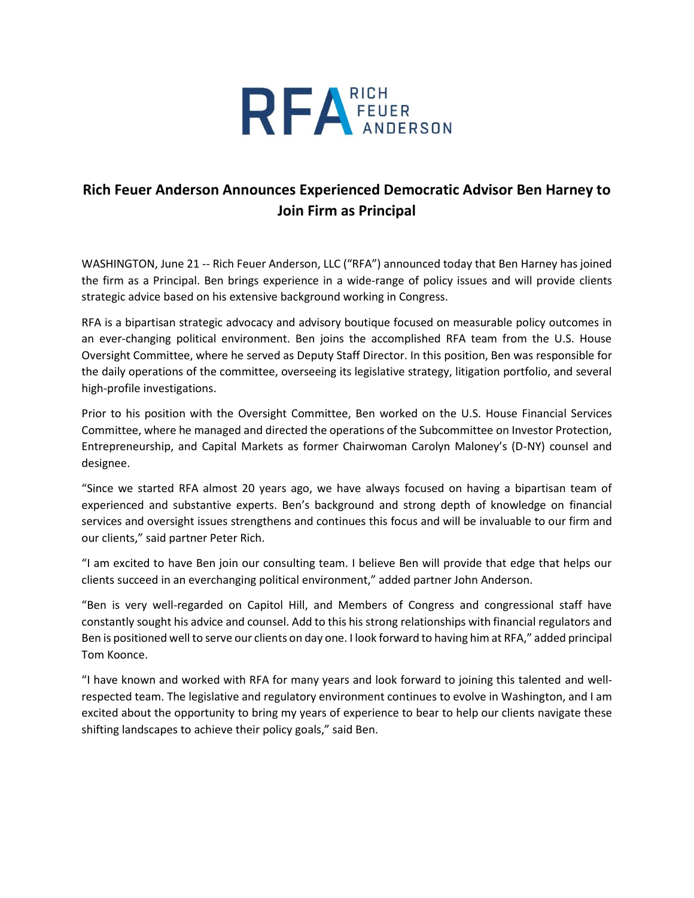RFA RICH FEUER ANDERSON

# Rich Feuer Anderson Announces Experienced Democratic Advisor Ben Harney to Join Firm as Principal

WASHINGTON, June 21 -- Rich Feuer Anderson, LLC ("RFA") announced today that Ben Harney has joined the firm as a Principal. Ben brings experience in a wide-range of policy issues and will provide clients strategic advice based on his extensive background working in Congress.

RFA is a bipartisan strategic advocacy and advisory boutique focused on measurable policy outcomes in an ever-changing political environment. Ben joins the accomplished RFA team from the U.S. House Oversight Committee, where he served as Deputy Staff Director. In this position, Ben was responsible for the daily operations of the committee, overseeing its legislative strategy, litigation portfolio, and several high-profile investigations.

Prior to his position with the Oversight Committee, Ben worked on the U.S. House Financial Services Committee, where he managed and directed the operations of the Subcommittee on Investor Protection, Entrepreneurship, and Capital Markets as former Chairwoman Carolyn Maloney's (D-NY) counsel and designee.

"Since we started RFA almost 20 years ago, we have always focused on having a bipartisan team of experienced and substantive experts. Ben's background and strong depth of knowledge on financial services and oversight issues strengthens and continues this focus and will be invaluable to our firm and our clients," said partner Peter Rich.

"I am excited to have Ben join our consulting team. I believe Ben will provide that edge that helps our clients succeed in an everchanging political environment," added partner John Anderson.

"Ben is very well-regarded on Capitol Hill, and Members of Congress and congressional staff have constantly sought his advice and counsel. Add to this his strong relationships with financial regulators and Ben is positioned well to serve our clients on day one. I look forward to having him at RFA," added principal Tom Koonce.

"I have known and worked with RFA for many years and look forward to joining this talented and well-respected team. The legislative and regulatory environment continues to evolve in Washington, and I am excited about the opportunity to bring my years of experience to bear to help our clients navigate these shifting landscapes to achieve their policy goals," said Ben.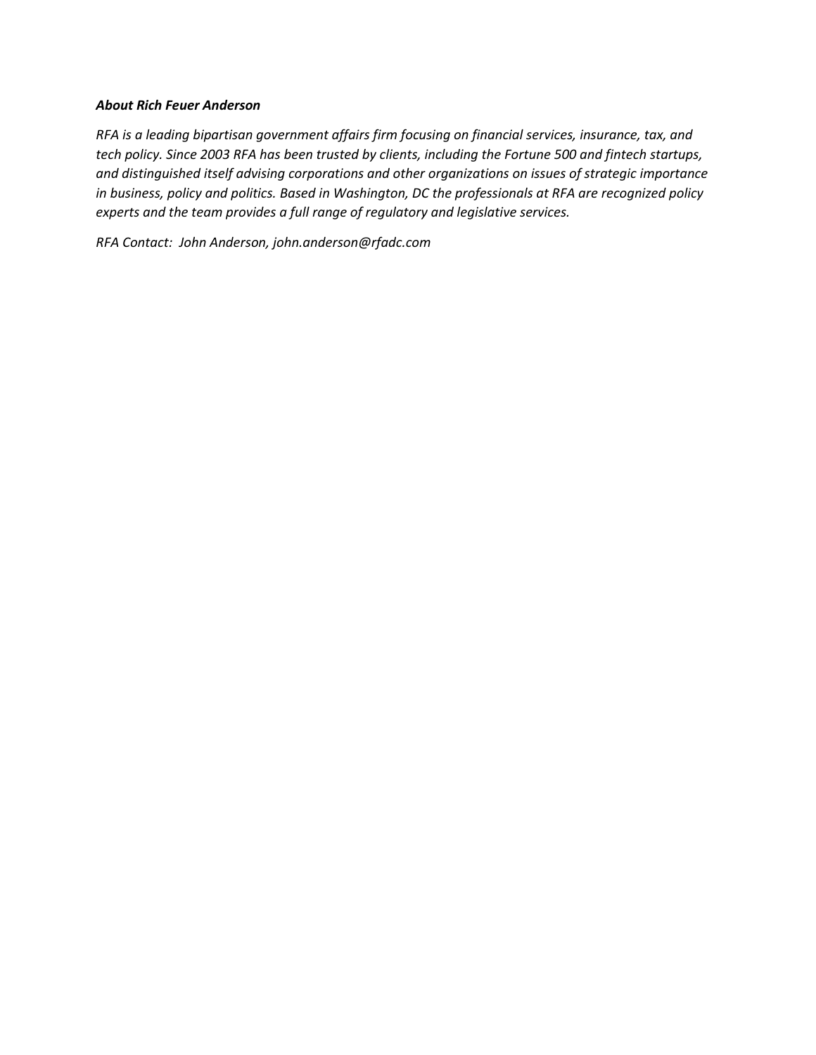***About Rich Feuer Anderson***

*RFA is a leading bipartisan government affairs firm focusing on financial services, insurance, tax, and tech policy. Since 2003 RFA has been trusted by clients, including the Fortune 500 and fintech startups, and distinguished itself advising corporations and other organizations on issues of strategic importance in business, policy and politics. Based in Washington, DC the professionals at RFA are recognized policy experts and the team provides a full range of regulatory and legislative services.*

*RFA Contact: John Anderson, john.anderson@rfadc.com*